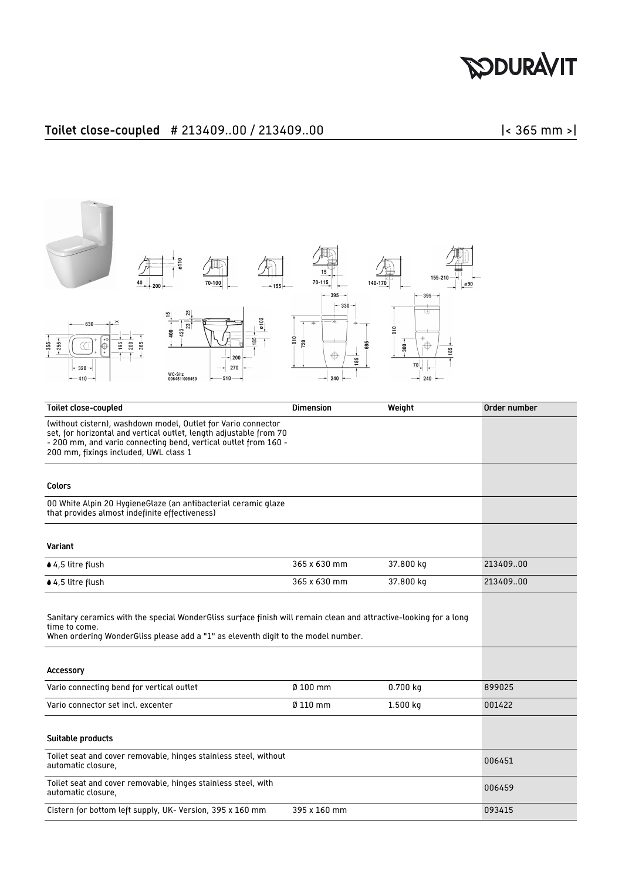# Toilet close-coupled # 213409..00 / 213409..00

|< 365 mm >|

| Toilet close-coupled | Dimension | Weight | Order number |
|---|---|---|---|
| (without cistern), washdown model, Outlet for Vario connector set, for horizontal and vertical outlet, length adjustable from 70 - 200 mm, and vario connecting bend, vertical outlet from 160 - 200 mm, fixings included, UWL class 1 | | | |
| **Colors** | | | |
| 00 White Alpin 20 HygieneGlaze (an antibacterial ceramic glaze that provides almost indefinite effectiveness) | | | |
| **Variant** | | | |
| 4,5 litre flush | 365 x 630 mm | 37.800 kg | 213409..00 |
| 4,5 litre flush | 365 x 630 mm | 37.800 kg | 213409..00 |
| Sanitary ceramics with the special WonderGliss surface finish will remain clean and attractive-looking for a long time to come. When ordering WonderGliss please add a "1" as eleventh digit to the model number. | | | |
| **Accessory** | | | |
| Vario connecting bend for vertical outlet | Ø 100 mm | 0.700 kg | 899025 |
| Vario connector set incl. excenter | Ø 110 mm | 1.500 kg | 001422 |
| **Suitable products** | | | |
| Toilet seat and cover removable, hinges stainless steel, without automatic closure, | | | 006451 |
| Toilet seat and cover removable, hinges stainless steel, with automatic closure, | | | 006459 |
| Cistern for bottom left supply, UK- Version, 395 x 160 mm | 395 x 160 mm | | 093415 |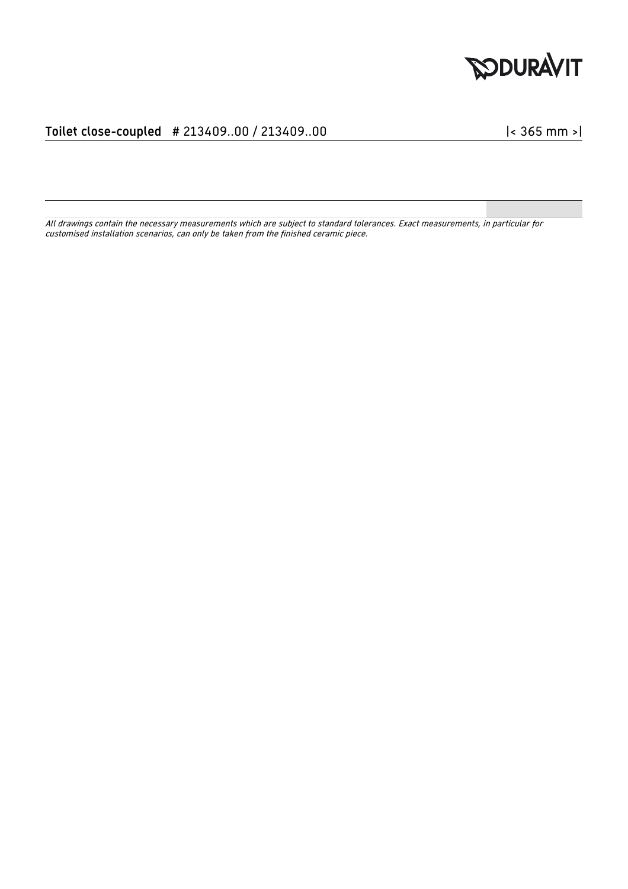**Toilet close-coupled** # 213409..00 / 213409..00 |< 365 mm >|

*All drawings contain the necessary measurements which are subject to standard tolerances. Exact measurements, in particular for customised installation scenarios, can only be taken from the finished ceramic piece.*